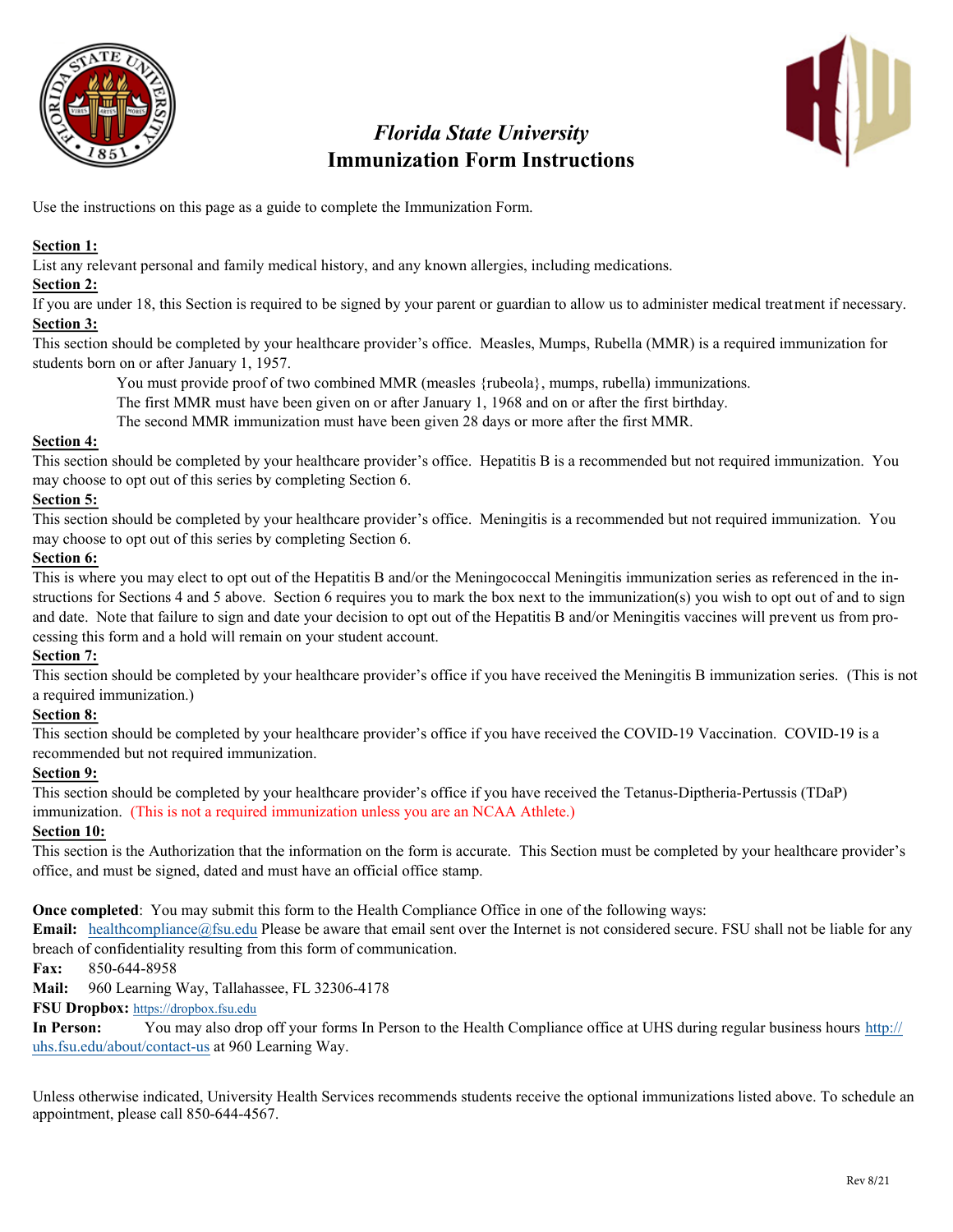# *Florida State University*
# Immunization Form Instructions

Use the instructions on this page as a guide to complete the Immunization Form.

**Section 1:**

List any relevant personal and family medical history, and any known allergies, including medications.

**Section 2:**

If you are under 18, this Section is required to be signed by your parent or guardian to allow us to administer medical treatment if necessary.

**Section 3:**

This section should be completed by your healthcare provider's office. Measles, Mumps, Rubella (MMR) is a required immunization for students born on or after January 1, 1957.

> You must provide proof of two combined MMR (measles {rubeola}, mumps, rubella) immunizations.
> The first MMR must have been given on or after January 1, 1968 and on or after the first birthday.
> The second MMR immunization must have been given 28 days or more after the first MMR.

**Section 4:**

This section should be completed by your healthcare provider's office. Hepatitis B is a recommended but not required immunization. You may choose to opt out of this series by completing Section 6.

**Section 5:**

This section should be completed by your healthcare provider's office. Meningitis is a recommended but not required immunization. You may choose to opt out of this series by completing Section 6.

**Section 6:**

This is where you may elect to opt out of the Hepatitis B and/or the Meningococcal Meningitis immunization series as referenced in the instructions for Sections 4 and 5 above. Section 6 requires you to mark the box next to the immunization(s) you wish to opt out of and to sign and date. Note that failure to sign and date your decision to opt out of the Hepatitis B and/or Meningitis vaccines will prevent us from processing this form and a hold will remain on your student account.

**Section 7:**

This section should be completed by your healthcare provider's office if you have received the Meningitis B immunization series. (This is not a required immunization.)

**Section 8:**

This section should be completed by your healthcare provider's office if you have received the COVID-19 Vaccination. COVID-19 is a recommended but not required immunization.

**Section 9:**

This section should be completed by your healthcare provider's office if you have received the Tetanus-Diptheria-Pertussis (TDaP) immunization. (This is not a required immunization unless you are an NCAA Athlete.)

**Section 10:**

This section is the Authorization that the information on the form is accurate. This Section must be completed by your healthcare provider's office, and must be signed, dated and must have an official office stamp.

**Once completed**: You may submit this form to the Health Compliance Office in one of the following ways:

**Email:** healthcompliance@fsu.edu Please be aware that email sent over the Internet is not considered secure. FSU shall not be liable for any breach of confidentiality resulting from this form of communication.

**Fax:** 850-644-8958

**Mail:** 960 Learning Way, Tallahassee, FL 32306-4178

**FSU Dropbox:** https://dropbox.fsu.edu

**In Person:** You may also drop off your forms In Person to the Health Compliance office at UHS during regular business hours http://uhs.fsu.edu/about/contact-us at 960 Learning Way.

Unless otherwise indicated, University Health Services recommends students receive the optional immunizations listed above. To schedule an appointment, please call 850-644-4567.

Rev 8/21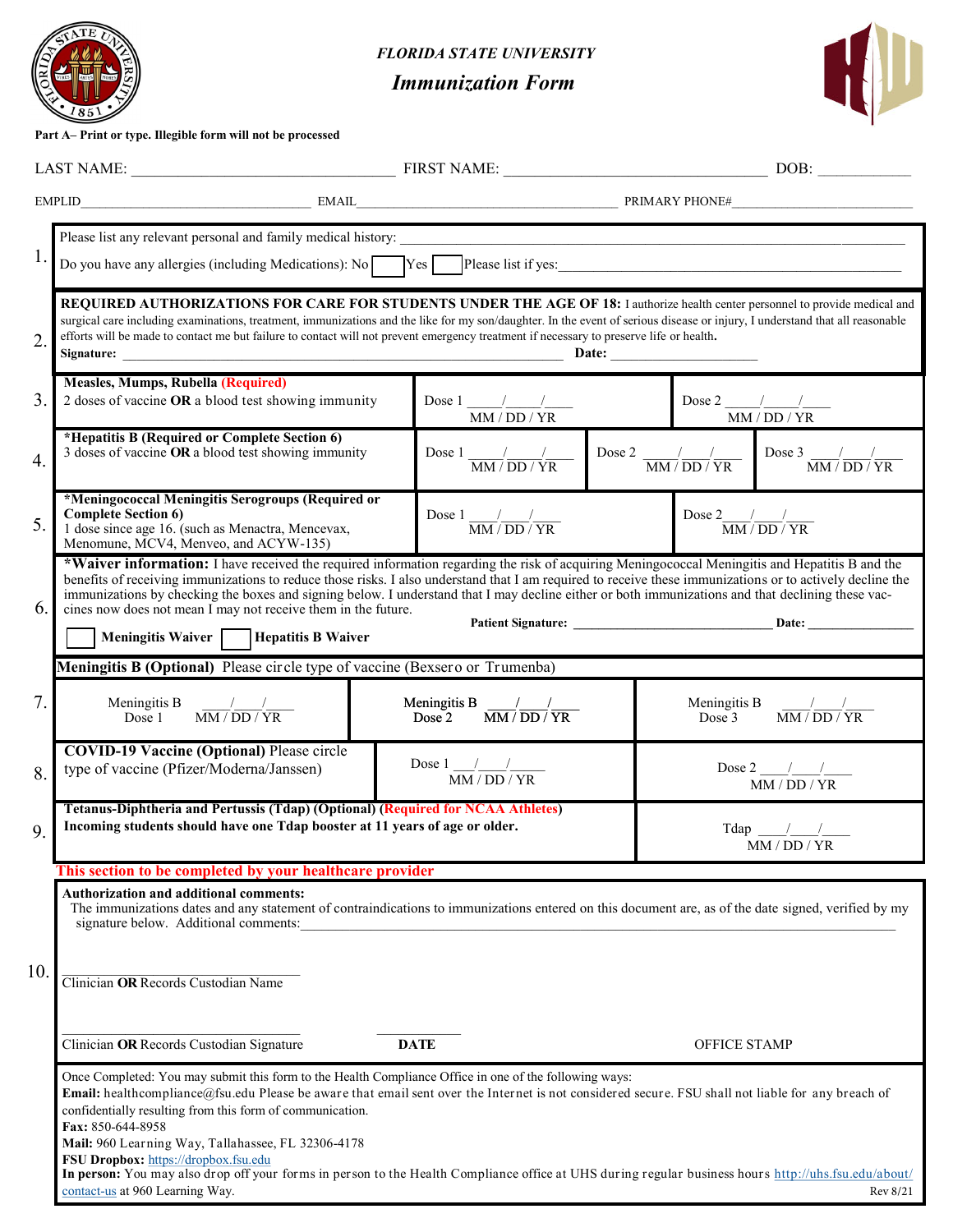*FLORIDA STATE UNIVERSITY*

# *Immunization Form*

**Part A– Print or type. Illegible form will not be processed**

LAST NAME: ________________________________ FIRST NAME: ________________________________ DOB: ___________

EMPLID________________________________ EMAIL________________________________ PRIMARY PHONE#__________________________

1. Please list any relevant personal and family medical history: ________________________________________________

   Do you have any allergies (including Medications): No [ ] Yes [ ] Please list if yes:________________________________

2. **REQUIRED AUTHORIZATIONS FOR CARE FOR STUDENTS UNDER THE AGE OF 18:** I authorize health center personnel to provide medical and surgical care including examinations, treatment, immunizations and the like for my son/daughter. In the event of serious disease or injury, I understand that all reasonable efforts will be made to contact me but failure to contact will not prevent emergency treatment if necessary to preserve life or health.

   **Signature:** ________________________________________________ **Date:** ____________________

| # | Vaccine | | | |
|---|---|---|---|---|
| 3. | **Measles, Mumps, Rubella (Required)** 2 doses of vaccine **OR** a blood test showing immunity | Dose 1 ___/___/___ MM / DD / YR | | Dose 2 ___/___/___ MM / DD / YR |
| 4. | ***Hepatitis B (Required or Complete Section 6)** 3 doses of vaccine **OR** a blood test showing immunity | Dose 1 ___/___/___ MM / DD / YR | Dose 2 ___/___/___ MM / DD / YR | Dose 3 ___/___/___ MM / DD / YR |
| 5. | ***Meningococcal Meningitis Serogroups (Required or Complete Section 6)** 1 dose since age 16. (such as Menactra, Mencevax, Menomune, MCV4, Menveo, and ACYW-135) | Dose 1 ___/___/___ MM / DD / YR | | Dose 2 ___/___/___ MM / DD / YR |

6. ***Waiver information:** I have received the required information regarding the risk of acquiring Meningococcal Meningitis and Hepatitis B and the benefits of receiving immunizations to reduce those risks. I also understand that I am required to receive these immunizations or to actively decline the immunizations by checking the boxes and signing below. I understand that I may decline either or both immunizations and that declining these vaccines now does not mean I may not receive them in the future.

   [ ] **Meningitis Waiver** [ ] **Hepatitis B Waiver**

   **Patient Signature:** ______________________________ **Date:** ________________

**Meningitis B (Optional)** Please circle type of vaccine (Bexsero or Trumenba)

| # | | | |
|---|---|---|---|
| 7. | Meningitis B Dose 1 ___/___/___ MM / DD / YR | Meningitis B Dose 2 ___/___/___ MM / DD / YR | Meningitis B Dose 3 ___/___/___ MM / DD / YR |
| 8. | **COVID-19 Vaccine (Optional)** Please circle type of vaccine (Pfizer/Moderna/Janssen) | Dose 1 ___/___/___ MM / DD / YR | Dose 2 ___/___/___ MM / DD / YR |
| 9. | **Tetanus-Diphtheria and Pertussis (Tdap) (Optional) (Required for NCAA Athletes)** **Incoming students should have one Tdap booster at 11 years of age or older.** | | Tdap ___/___/___ MM / DD / YR |

**This section to be completed by your healthcare provider**

10. **Authorization and additional comments:**

    The immunizations dates and any statement of contraindications to immunizations entered on this document are, as of the date signed, verified by my signature below. Additional comments:________________________________________________

    ________________________________
    Clinician **OR** Records Custodian Name

    ________________________________ ____________
    Clinician **OR** Records Custodian Signature **DATE** OFFICE STAMP

Once Completed: You may submit this form to the Health Compliance Office in one of the following ways:

**Email:** healthcompliance@fsu.edu Please be aware that email sent over the Internet is not considered secure. FSU shall not liable for any breach of confidentially resulting from this form of communication.

**Fax:** 850-644-8958

**Mail:** 960 Learning Way, Tallahassee, FL 32306-4178

**FSU Dropbox:** https://dropbox.fsu.edu

**In person:** You may also drop off your forms in person to the Health Compliance office at UHS during regular business hours http://uhs.fsu.edu/about/contact-us at 960 Learning Way.

Rev 8/21